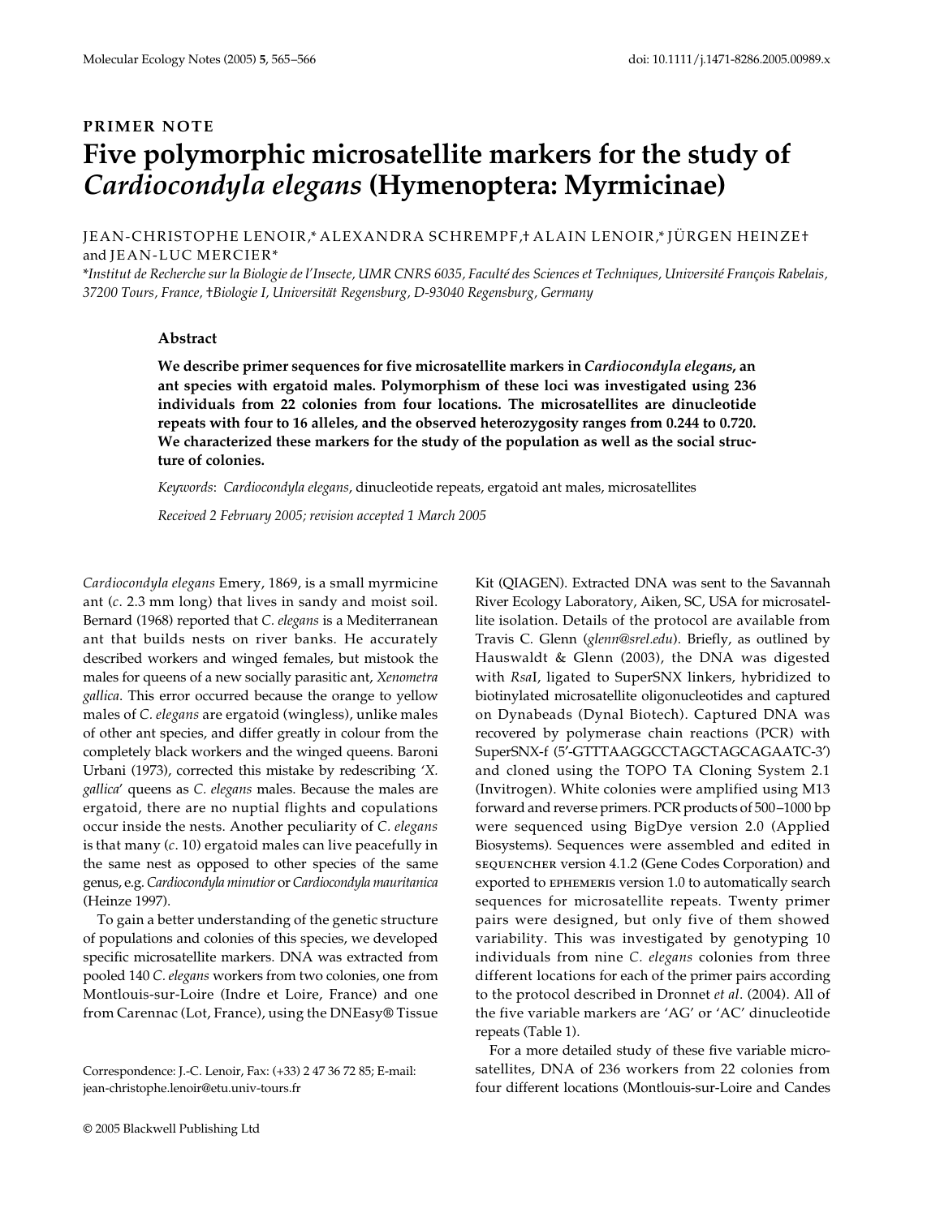PRIMER NOTE

# Five polymorphic microsatellite markers for the study of *Cardiocondyla elegans* (Hymenoptera: Myrmicinae)

JEAN-CHRISTOPHE LENOIR,* ALEXANDRA SCHREMPF,† ALAIN LENOIR,* JÜRGEN HEINZE† and JEAN-LUC MERCIER*

*Institut de Recherche sur la Biologie de l'Insecte, UMR CNRS 6035, Faculté des Sciences et Techniques, Université François Rabelais, 37200 Tours, France, †Biologie I, Universität Regensburg, D-93040 Regensburg, Germany

## Abstract

**We describe primer sequences for five microsatellite markers in *Cardiocondyla elegans*, an ant species with ergatoid males. Polymorphism of these loci was investigated using 236 individuals from 22 colonies from four locations. The microsatellites are dinucleotide repeats with four to 16 alleles, and the observed heterozygosity ranges from 0.244 to 0.720. We characterized these markers for the study of the population as well as the social structure of colonies.**

*Keywords*: *Cardiocondyla elegans*, dinucleotide repeats, ergatoid ant males, microsatellites

*Received 2 February 2005; revision accepted 1 March 2005*

*Cardiocondyla elegans* Emery, 1869, is a small myrmicine ant (*c*. 2.3 mm long) that lives in sandy and moist soil. Bernard (1968) reported that *C. elegans* is a Mediterranean ant that builds nests on river banks. He accurately described workers and winged females, but mistook the males for queens of a new socially parasitic ant, *Xenometra gallica*. This error occurred because the orange to yellow males of *C. elegans* are ergatoid (wingless), unlike males of other ant species, and differ greatly in colour from the completely black workers and the winged queens. Baroni Urbani (1973), corrected this mistake by redescribing '*X. gallica*' queens as *C. elegans* males. Because the males are ergatoid, there are no nuptial flights and copulations occur inside the nests. Another peculiarity of *C. elegans* is that many (*c*. 10) ergatoid males can live peacefully in the same nest as opposed to other species of the same genus, e.g. *Cardiocondyla minutior* or *Cardiocondyla mauritanica* (Heinze 1997).

To gain a better understanding of the genetic structure of populations and colonies of this species, we developed specific microsatellite markers. DNA was extracted from pooled 140 *C. elegans* workers from two colonies, one from Montlouis-sur-Loire (Indre et Loire, France) and one from Carennac (Lot, France), using the DNEasy® Tissue Kit (QIAGEN). Extracted DNA was sent to the Savannah River Ecology Laboratory, Aiken, SC, USA for microsatellite isolation. Details of the protocol are available from Travis C. Glenn (*glenn@srel.edu*). Briefly, as outlined by Hauswaldt & Glenn (2003), the DNA was digested with *Rsa*I, ligated to SuperSNX linkers, hybridized to biotinylated microsatellite oligonucleotides and captured on Dynabeads (Dynal Biotech). Captured DNA was recovered by polymerase chain reactions (PCR) with SuperSNX-f (5′-GTTTAAGGCCTAGCTAGCAGAATC-3′) and cloned using the TOPO TA Cloning System 2.1 (Invitrogen). White colonies were amplified using M13 forward and reverse primers. PCR products of 500–1000 bp were sequenced using BigDye version 2.0 (Applied Biosystems). Sequences were assembled and edited in SEQUENCHER version 4.1.2 (Gene Codes Corporation) and exported to EPHEMERIS version 1.0 to automatically search sequences for microsatellite repeats. Twenty primer pairs were designed, but only five of them showed variability. This was investigated by genotyping 10 individuals from nine *C. elegans* colonies from three different locations for each of the primer pairs according to the protocol described in Dronnet *et al*. (2004). All of the five variable markers are 'AG' or 'AC' dinucleotide repeats (Table 1).

For a more detailed study of these five variable microsatellites, DNA of 236 workers from 22 colonies from four different locations (Montlouis-sur-Loire and Candes

Correspondence: J.-C. Lenoir, Fax: (+33) 2 47 36 72 85; E-mail: jean-christophe.lenoir@etu.univ-tours.fr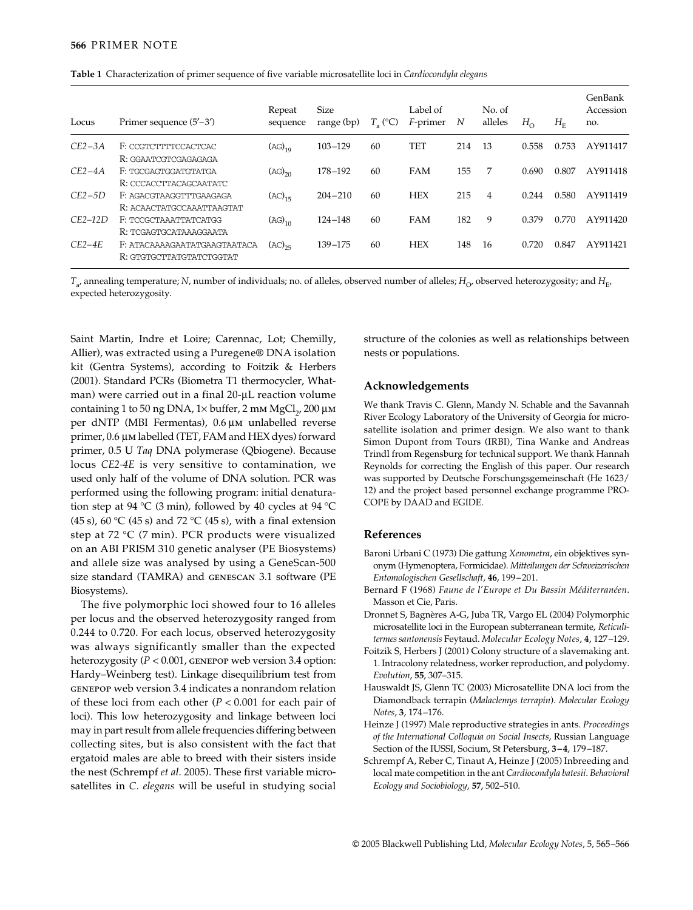**Table 1** Characterization of primer sequence of five variable microsatellite loci in *Cardiocondyla elegans*

| Locus | Primer sequence (5′–3′) | Repeat sequence | Size range (bp) | $T_a$ (°C) | Label of *F*-primer | *N* | No. of alleles | $H_O$ | $H_E$ | GenBank Accession no. |
|---|---|---|---|---|---|---|---|---|---|---|
| *CE2–3A* | F: CCGTCTTTTCCACTCAC<br>R: GGAATCGTCGAGAGAGA | $(AG)_{19}$ | 103–129 | 60 | TET | 214 | 13 | 0.558 | 0.753 | AY911417 |
| *CE2–4A* | F: TGCGAGTGGATGTATGA<br>R: CCCACCTTACAGCAATATC | $(AG)_{20}$ | 178–192 | 60 | FAM | 155 | 7 | 0.690 | 0.807 | AY911418 |
| *CE2–5D* | F: AGACGTAAGGTTTGAAGAGA<br>R: ACAACTATGCCAAATTAAGTAT | $(AC)_{15}$ | 204–210 | 60 | HEX | 215 | 4 | 0.244 | 0.580 | AY911419 |
| *CE2–12D* | F: TCCGCTAAATTATCATGG<br>R: TCGAGTGCATAAAGGAATA | $(AG)_{10}$ | 124–148 | 60 | FAM | 182 | 9 | 0.379 | 0.770 | AY911420 |
| *CE2–4E* | F: ATACAAAAGAATATGAAGTAATACA<br>R: GTGTGCTTATGTATCTGGTAT | $(AC)_{25}$ | 139–175 | 60 | HEX | 148 | 16 | 0.720 | 0.847 | AY911421 |

$T_a$, annealing temperature; *N*, number of individuals; no. of alleles, observed number of alleles; $H_O$, observed heterozygosity; and $H_E$, expected heterozygosity.

Saint Martin, Indre et Loire; Carennac, Lot; Chemilly, Allier), was extracted using a Puregene® DNA isolation kit (Gentra Systems), according to Foitzik & Herbers (2001). Standard PCRs (Biometra T1 thermocycler, Whatman) were carried out in a final 20-μL reaction volume containing 1 to 50 ng DNA, 1× buffer, 2 mM $MgCl_2$, 200 μM per dNTP (MBI Fermentas), 0.6 μM unlabelled reverse primer, 0.6 μM labelled (TET, FAM and HEX dyes) forward primer, 0.5 U *Taq* DNA polymerase (Qbiogene). Because locus *CE2-4E* is very sensitive to contamination, we used only half of the volume of DNA solution. PCR was performed using the following program: initial denaturation step at 94 °C (3 min), followed by 40 cycles at 94 °C (45 s), 60 °C (45 s) and 72 °C (45 s), with a final extension step at 72 °C (7 min). PCR products were visualized on an ABI PRISM 310 genetic analyser (PE Biosystems) and allele size was analysed by using a GeneScan-500 size standard (TAMRA) and GENESCAN 3.1 software (PE Biosystems).

The five polymorphic loci showed four to 16 alleles per locus and the observed heterozygosity ranged from 0.244 to 0.720. For each locus, observed heterozygosity was always significantly smaller than the expected heterozygosity ($P < 0.001$, GENEPOP web version 3.4 option: Hardy–Weinberg test). Linkage disequilibrium test from GENEPOP web version 3.4 indicates a nonrandom relation of these loci from each other ($P < 0.001$ for each pair of loci). This low heterozygosity and linkage between loci may in part result from allele frequencies differing between collecting sites, but is also consistent with the fact that ergatoid males are able to breed with their sisters inside the nest (Schrempf *et al*. 2005). These first variable microsatellites in *C. elegans* will be useful in studying social structure of the colonies as well as relationships between nests or populations.

## Acknowledgements

We thank Travis C. Glenn, Mandy N. Schable and the Savannah River Ecology Laboratory of the University of Georgia for microsatellite isolation and primer design. We also want to thank Simon Dupont from Tours (IRBI), Tina Wanke and Andreas Trindl from Regensburg for technical support. We thank Hannah Reynolds for correcting the English of this paper. Our research was supported by Deutsche Forschungsgemeinschaft (He 1623/12) and the project based personnel exchange programme PROCOPE by DAAD and EGIDE.

## References

Baroni Urbani C (1973) Die gattung *Xenometra*, ein objektives synonym (Hymenoptera, Formicidae). *Mitteilungen der Schweizerischen Entomologischen Gesellschaft*, **46**, 199–201.

Bernard F (1968) *Faune de l'Europe et Du Bassin Méditerranéen*. Masson et Cie, Paris.

Dronnet S, Bagnères A-G, Juba TR, Vargo EL (2004) Polymorphic microsatellite loci in the European subterranean termite, *Reticulitermes santonensis* Feytaud. *Molecular Ecology Notes*, **4**, 127–129.

Foitzik S, Herbers J (2001) Colony structure of a slavemaking ant. 1. Intracolony relatedness, worker reproduction, and polydomy. *Evolution*, **55**, 307–315.

Hauswaldt JS, Glenn TC (2003) Microsatellite DNA loci from the Diamondback terrapin (*Malaclemys terrapin*). *Molecular Ecology Notes*, **3**, 174–176.

Heinze J (1997) Male reproductive strategies in ants. *Proceedings of the International Colloquia on Social Insects*, Russian Language Section of the IUSSI, Socium, St Petersburg, **3–4**, 179–187.

Schrempf A, Reber C, Tinaut A, Heinze J (2005) Inbreeding and local mate competition in the ant *Cardiocondyla batesii*. *Behavioral Ecology and Sociobiology*, **57**, 502–510.